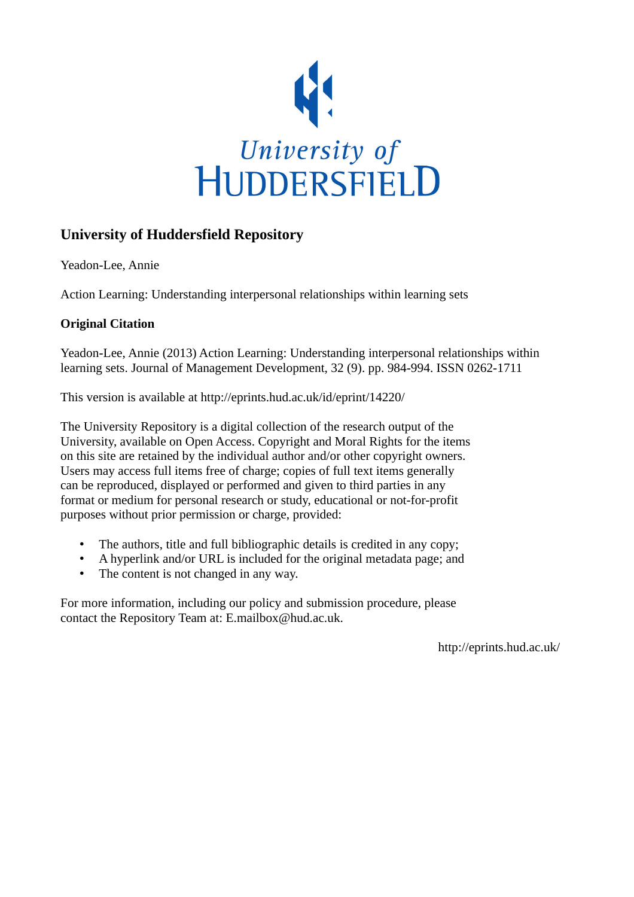University of HUDDERSFIELD

## University of Huddersfield Repository

Yeadon-Lee, Annie

Action Learning: Understanding interpersonal relationships within learning sets

### Original Citation

Yeadon-Lee, Annie (2013) Action Learning: Understanding interpersonal relationships within learning sets. Journal of Management Development, 32 (9). pp. 984-994. ISSN 0262-1711

This version is available at http://eprints.hud.ac.uk/id/eprint/14220/

The University Repository is a digital collection of the research output of the University, available on Open Access. Copyright and Moral Rights for the items on this site are retained by the individual author and/or other copyright owners. Users may access full items free of charge; copies of full text items generally can be reproduced, displayed or performed and given to third parties in any format or medium for personal research or study, educational or not-for-profit purposes without prior permission or charge, provided:

- The authors, title and full bibliographic details is credited in any copy;
- A hyperlink and/or URL is included for the original metadata page; and
- The content is not changed in any way.

For more information, including our policy and submission procedure, please contact the Repository Team at: E.mailbox@hud.ac.uk.

http://eprints.hud.ac.uk/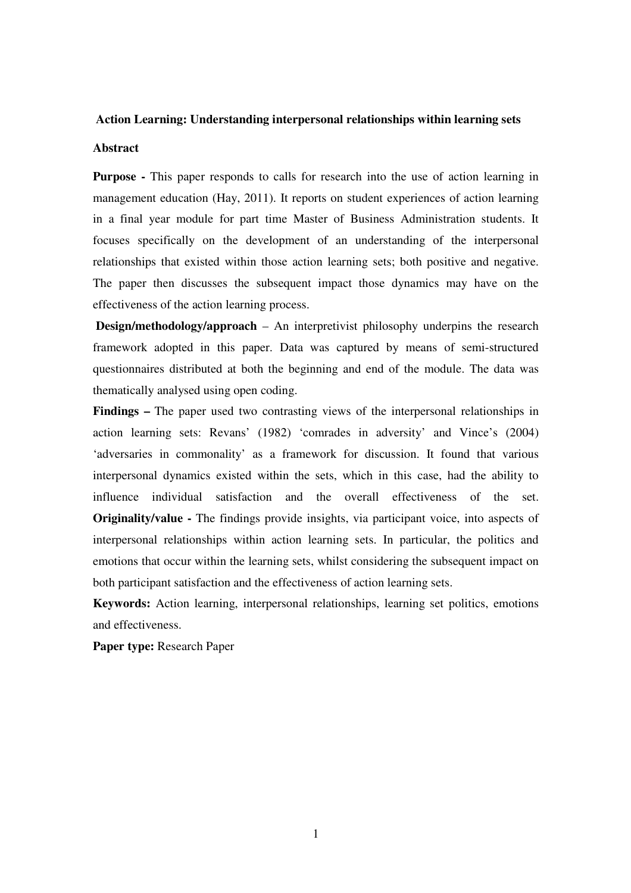## Action Learning: Understanding interpersonal relationships within learning sets

### Abstract

**Purpose -** This paper responds to calls for research into the use of action learning in management education (Hay, 2011). It reports on student experiences of action learning in a final year module for part time Master of Business Administration students. It focuses specifically on the development of an understanding of the interpersonal relationships that existed within those action learning sets; both positive and negative. The paper then discusses the subsequent impact those dynamics may have on the effectiveness of the action learning process.

**Design/methodology/approach** – An interpretivist philosophy underpins the research framework adopted in this paper. Data was captured by means of semi-structured questionnaires distributed at both the beginning and end of the module. The data was thematically analysed using open coding.

**Findings –** The paper used two contrasting views of the interpersonal relationships in action learning sets: Revans' (1982) 'comrades in adversity' and Vince's (2004) 'adversaries in commonality' as a framework for discussion. It found that various interpersonal dynamics existed within the sets, which in this case, had the ability to influence individual satisfaction and the overall effectiveness of the set.

**Originality/value -** The findings provide insights, via participant voice, into aspects of interpersonal relationships within action learning sets. In particular, the politics and emotions that occur within the learning sets, whilst considering the subsequent impact on both participant satisfaction and the effectiveness of action learning sets.

**Keywords:** Action learning, interpersonal relationships, learning set politics, emotions and effectiveness.

**Paper type:** Research Paper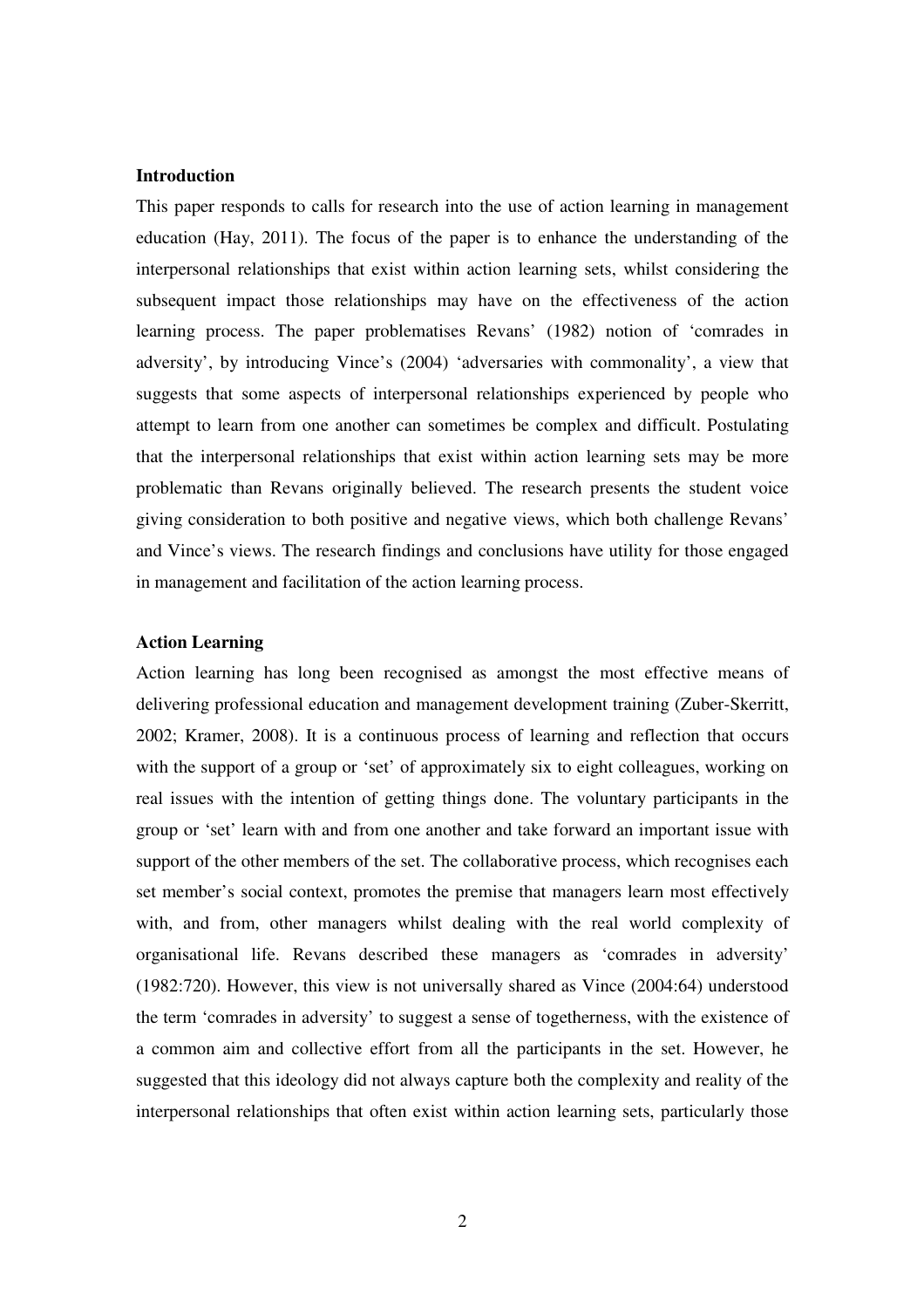## Introduction

This paper responds to calls for research into the use of action learning in management education (Hay, 2011). The focus of the paper is to enhance the understanding of the interpersonal relationships that exist within action learning sets, whilst considering the subsequent impact those relationships may have on the effectiveness of the action learning process. The paper problematises Revans' (1982) notion of 'comrades in adversity', by introducing Vince's (2004) 'adversaries with commonality', a view that suggests that some aspects of interpersonal relationships experienced by people who attempt to learn from one another can sometimes be complex and difficult. Postulating that the interpersonal relationships that exist within action learning sets may be more problematic than Revans originally believed. The research presents the student voice giving consideration to both positive and negative views, which both challenge Revans' and Vince's views. The research findings and conclusions have utility for those engaged in management and facilitation of the action learning process.

## Action Learning

Action learning has long been recognised as amongst the most effective means of delivering professional education and management development training (Zuber-Skerritt, 2002; Kramer, 2008). It is a continuous process of learning and reflection that occurs with the support of a group or 'set' of approximately six to eight colleagues, working on real issues with the intention of getting things done. The voluntary participants in the group or 'set' learn with and from one another and take forward an important issue with support of the other members of the set. The collaborative process, which recognises each set member's social context, promotes the premise that managers learn most effectively with, and from, other managers whilst dealing with the real world complexity of organisational life. Revans described these managers as 'comrades in adversity' (1982:720). However, this view is not universally shared as Vince (2004:64) understood the term 'comrades in adversity' to suggest a sense of togetherness, with the existence of a common aim and collective effort from all the participants in the set. However, he suggested that this ideology did not always capture both the complexity and reality of the interpersonal relationships that often exist within action learning sets, particularly those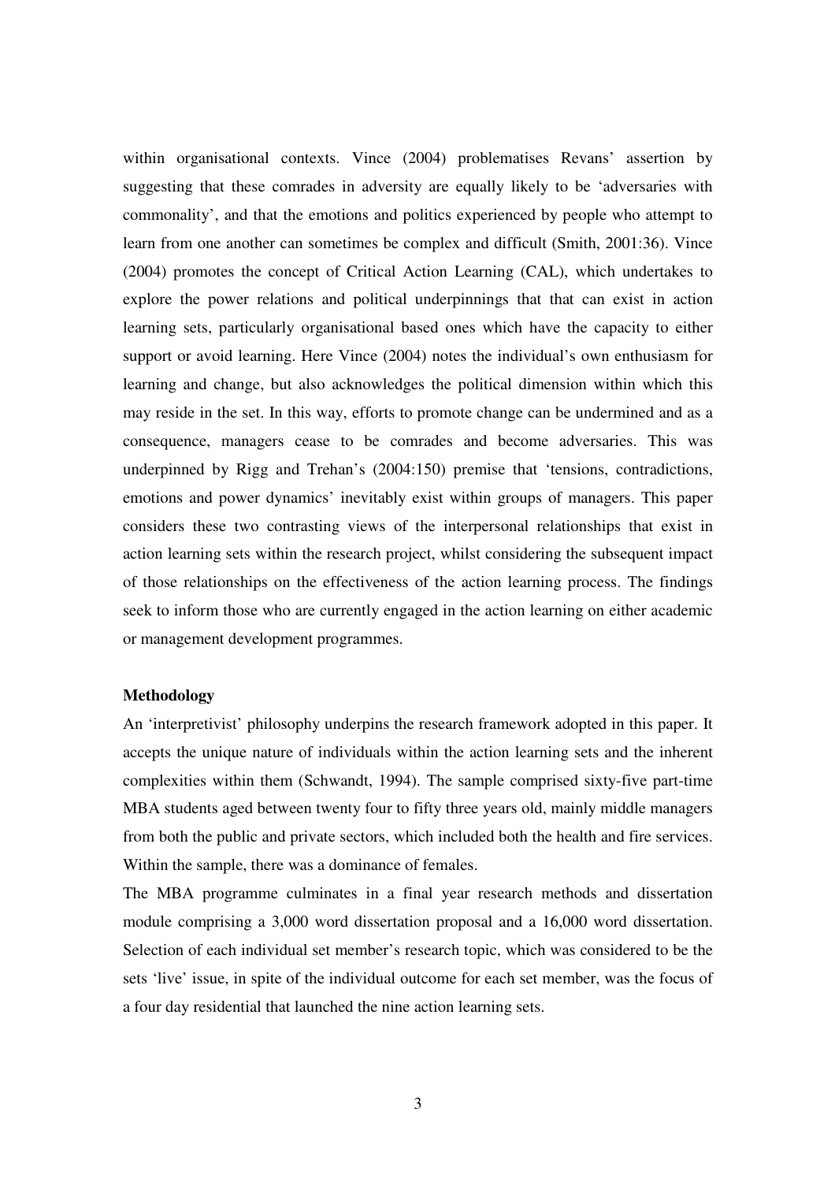within organisational contexts. Vince (2004) problematises Revans' assertion by suggesting that these comrades in adversity are equally likely to be 'adversaries with commonality', and that the emotions and politics experienced by people who attempt to learn from one another can sometimes be complex and difficult (Smith, 2001:36). Vince (2004) promotes the concept of Critical Action Learning (CAL), which undertakes to explore the power relations and political underpinnings that that can exist in action learning sets, particularly organisational based ones which have the capacity to either support or avoid learning. Here Vince (2004) notes the individual's own enthusiasm for learning and change, but also acknowledges the political dimension within which this may reside in the set. In this way, efforts to promote change can be undermined and as a consequence, managers cease to be comrades and become adversaries. This was underpinned by Rigg and Trehan's (2004:150) premise that 'tensions, contradictions, emotions and power dynamics' inevitably exist within groups of managers. This paper considers these two contrasting views of the interpersonal relationships that exist in action learning sets within the research project, whilst considering the subsequent impact of those relationships on the effectiveness of the action learning process. The findings seek to inform those who are currently engaged in the action learning on either academic or management development programmes.

**Methodology**

An 'interpretivist' philosophy underpins the research framework adopted in this paper. It accepts the unique nature of individuals within the action learning sets and the inherent complexities within them (Schwandt, 1994). The sample comprised sixty-five part-time MBA students aged between twenty four to fifty three years old, mainly middle managers from both the public and private sectors, which included both the health and fire services. Within the sample, there was a dominance of females.

The MBA programme culminates in a final year research methods and dissertation module comprising a 3,000 word dissertation proposal and a 16,000 word dissertation. Selection of each individual set member's research topic, which was considered to be the sets 'live' issue, in spite of the individual outcome for each set member, was the focus of a four day residential that launched the nine action learning sets.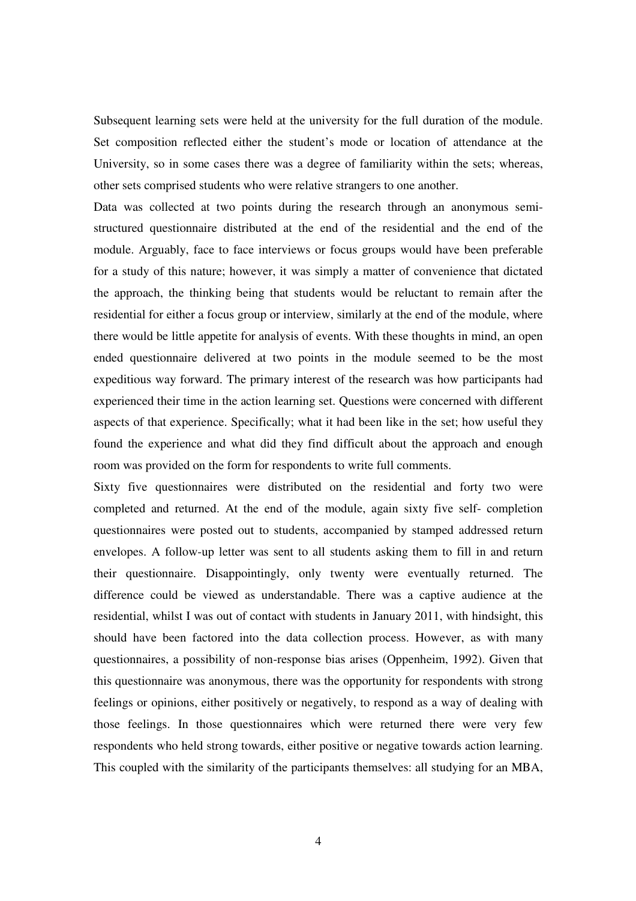Subsequent learning sets were held at the university for the full duration of the module. Set composition reflected either the student's mode or location of attendance at the University, so in some cases there was a degree of familiarity within the sets; whereas, other sets comprised students who were relative strangers to one another.

Data was collected at two points during the research through an anonymous semi-structured questionnaire distributed at the end of the residential and the end of the module. Arguably, face to face interviews or focus groups would have been preferable for a study of this nature; however, it was simply a matter of convenience that dictated the approach, the thinking being that students would be reluctant to remain after the residential for either a focus group or interview, similarly at the end of the module, where there would be little appetite for analysis of events. With these thoughts in mind, an open ended questionnaire delivered at two points in the module seemed to be the most expeditious way forward. The primary interest of the research was how participants had experienced their time in the action learning set. Questions were concerned with different aspects of that experience. Specifically; what it had been like in the set; how useful they found the experience and what did they find difficult about the approach and enough room was provided on the form for respondents to write full comments.

Sixty five questionnaires were distributed on the residential and forty two were completed and returned. At the end of the module, again sixty five self- completion questionnaires were posted out to students, accompanied by stamped addressed return envelopes. A follow-up letter was sent to all students asking them to fill in and return their questionnaire. Disappointingly, only twenty were eventually returned. The difference could be viewed as understandable. There was a captive audience at the residential, whilst I was out of contact with students in January 2011, with hindsight, this should have been factored into the data collection process. However, as with many questionnaires, a possibility of non-response bias arises (Oppenheim, 1992). Given that this questionnaire was anonymous, there was the opportunity for respondents with strong feelings or opinions, either positively or negatively, to respond as a way of dealing with those feelings. In those questionnaires which were returned there were very few respondents who held strong towards, either positive or negative towards action learning. This coupled with the similarity of the participants themselves: all studying for an MBA,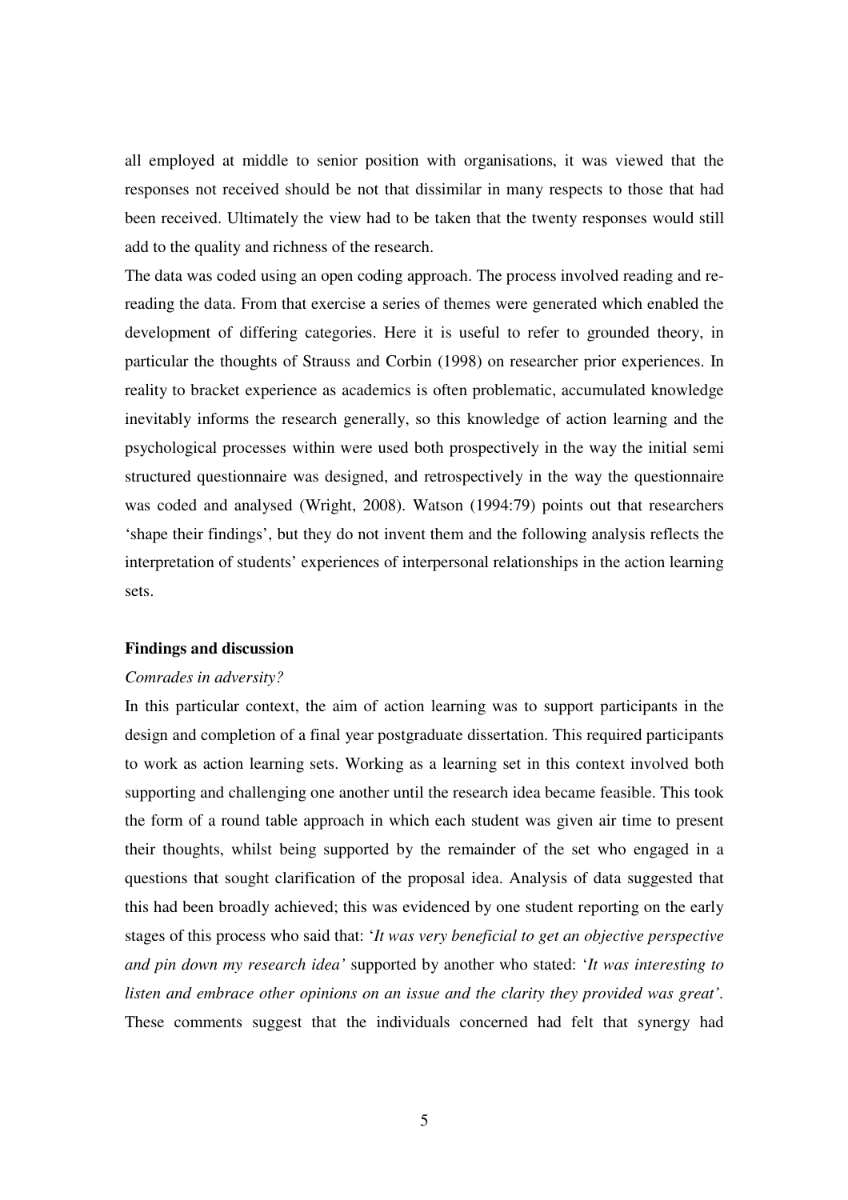all employed at middle to senior position with organisations, it was viewed that the responses not received should be not that dissimilar in many respects to those that had been received. Ultimately the view had to be taken that the twenty responses would still add to the quality and richness of the research.

The data was coded using an open coding approach. The process involved reading and re-reading the data. From that exercise a series of themes were generated which enabled the development of differing categories. Here it is useful to refer to grounded theory, in particular the thoughts of Strauss and Corbin (1998) on researcher prior experiences. In reality to bracket experience as academics is often problematic, accumulated knowledge inevitably informs the research generally, so this knowledge of action learning and the psychological processes within were used both prospectively in the way the initial semi structured questionnaire was designed, and retrospectively in the way the questionnaire was coded and analysed (Wright, 2008). Watson (1994:79) points out that researchers 'shape their findings', but they do not invent them and the following analysis reflects the interpretation of students' experiences of interpersonal relationships in the action learning sets.

## Findings and discussion

### *Comrades in adversity?*

In this particular context, the aim of action learning was to support participants in the design and completion of a final year postgraduate dissertation. This required participants to work as action learning sets. Working as a learning set in this context involved both supporting and challenging one another until the research idea became feasible. This took the form of a round table approach in which each student was given air time to present their thoughts, whilst being supported by the remainder of the set who engaged in a questions that sought clarification of the proposal idea. Analysis of data suggested that this had been broadly achieved; this was evidenced by one student reporting on the early stages of this process who said that: '*It was very beneficial to get an objective perspective and pin down my research idea*' supported by another who stated: '*It was interesting to listen and embrace other opinions on an issue and the clarity they provided was great'*. These comments suggest that the individuals concerned had felt that synergy had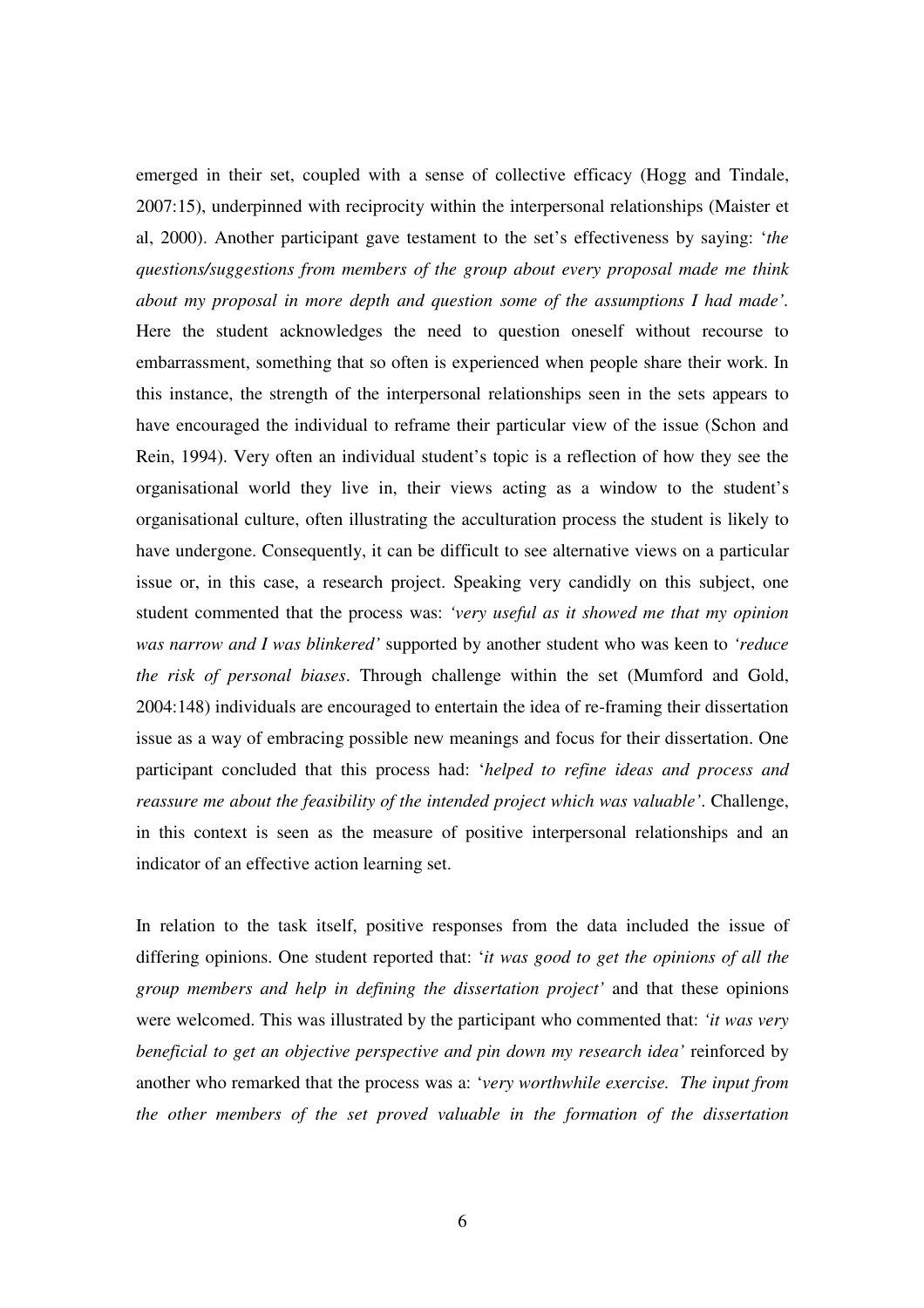emerged in their set, coupled with a sense of collective efficacy (Hogg and Tindale, 2007:15), underpinned with reciprocity within the interpersonal relationships (Maister et al, 2000). Another participant gave testament to the set's effectiveness by saying: '*the questions/suggestions from members of the group about every proposal made me think about my proposal in more depth and question some of the assumptions I had made'*. Here the student acknowledges the need to question oneself without recourse to embarrassment, something that so often is experienced when people share their work. In this instance, the strength of the interpersonal relationships seen in the sets appears to have encouraged the individual to reframe their particular view of the issue (Schon and Rein, 1994). Very often an individual student's topic is a reflection of how they see the organisational world they live in, their views acting as a window to the student's organisational culture, often illustrating the acculturation process the student is likely to have undergone. Consequently, it can be difficult to see alternative views on a particular issue or, in this case, a research project. Speaking very candidly on this subject, one student commented that the process was: *'very useful as it showed me that my opinion was narrow and I was blinkered'* supported by another student who was keen to *'reduce the risk of personal biases*. Through challenge within the set (Mumford and Gold, 2004:148) individuals are encouraged to entertain the idea of re-framing their dissertation issue as a way of embracing possible new meanings and focus for their dissertation. One participant concluded that this process had: '*helped to refine ideas and process and reassure me about the feasibility of the intended project which was valuable'*. Challenge, in this context is seen as the measure of positive interpersonal relationships and an indicator of an effective action learning set.

In relation to the task itself, positive responses from the data included the issue of differing opinions. One student reported that: '*it was good to get the opinions of all the group members and help in defining the dissertation project'* and that these opinions were welcomed. This was illustrated by the participant who commented that: *'it was very beneficial to get an objective perspective and pin down my research idea'* reinforced by another who remarked that the process was a: '*very worthwhile exercise. The input from the other members of the set proved valuable in the formation of the dissertation*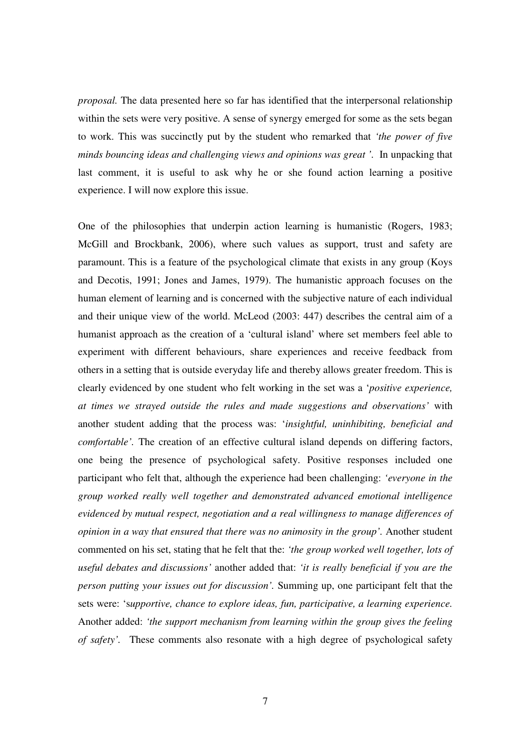*proposal.* The data presented here so far has identified that the interpersonal relationship within the sets were very positive. A sense of synergy emerged for some as the sets began to work. This was succinctly put by the student who remarked that *'the power of five minds bouncing ideas and challenging views and opinions was great '*. In unpacking that last comment, it is useful to ask why he or she found action learning a positive experience. I will now explore this issue.

One of the philosophies that underpin action learning is humanistic (Rogers, 1983; McGill and Brockbank, 2006), where such values as support, trust and safety are paramount. This is a feature of the psychological climate that exists in any group (Koys and Decotis, 1991; Jones and James, 1979). The humanistic approach focuses on the human element of learning and is concerned with the subjective nature of each individual and their unique view of the world. McLeod (2003: 447) describes the central aim of a humanist approach as the creation of a 'cultural island' where set members feel able to experiment with different behaviours, share experiences and receive feedback from others in a setting that is outside everyday life and thereby allows greater freedom. This is clearly evidenced by one student who felt working in the set was a '*positive experience, at times we strayed outside the rules and made suggestions and observations'* with another student adding that the process was: '*insightful, uninhibiting, beneficial and comfortable'*. The creation of an effective cultural island depends on differing factors, one being the presence of psychological safety. Positive responses included one participant who felt that, although the experience had been challenging: *'everyone in the group worked really well together and demonstrated advanced emotional intelligence evidenced by mutual respect, negotiation and a real willingness to manage differences of opinion in a way that ensured that there was no animosity in the group'*. Another student commented on his set, stating that he felt that the: *'the group worked well together, lots of useful debates and discussions'* another added that: *'it is really beneficial if you are the person putting your issues out for discussion'*. Summing up, one participant felt that the sets were: 's*upportive, chance to explore ideas, fun, participative, a learning experience.* Another added: *'the support mechanism from learning within the group gives the feeling of safety'*. These comments also resonate with a high degree of psychological safety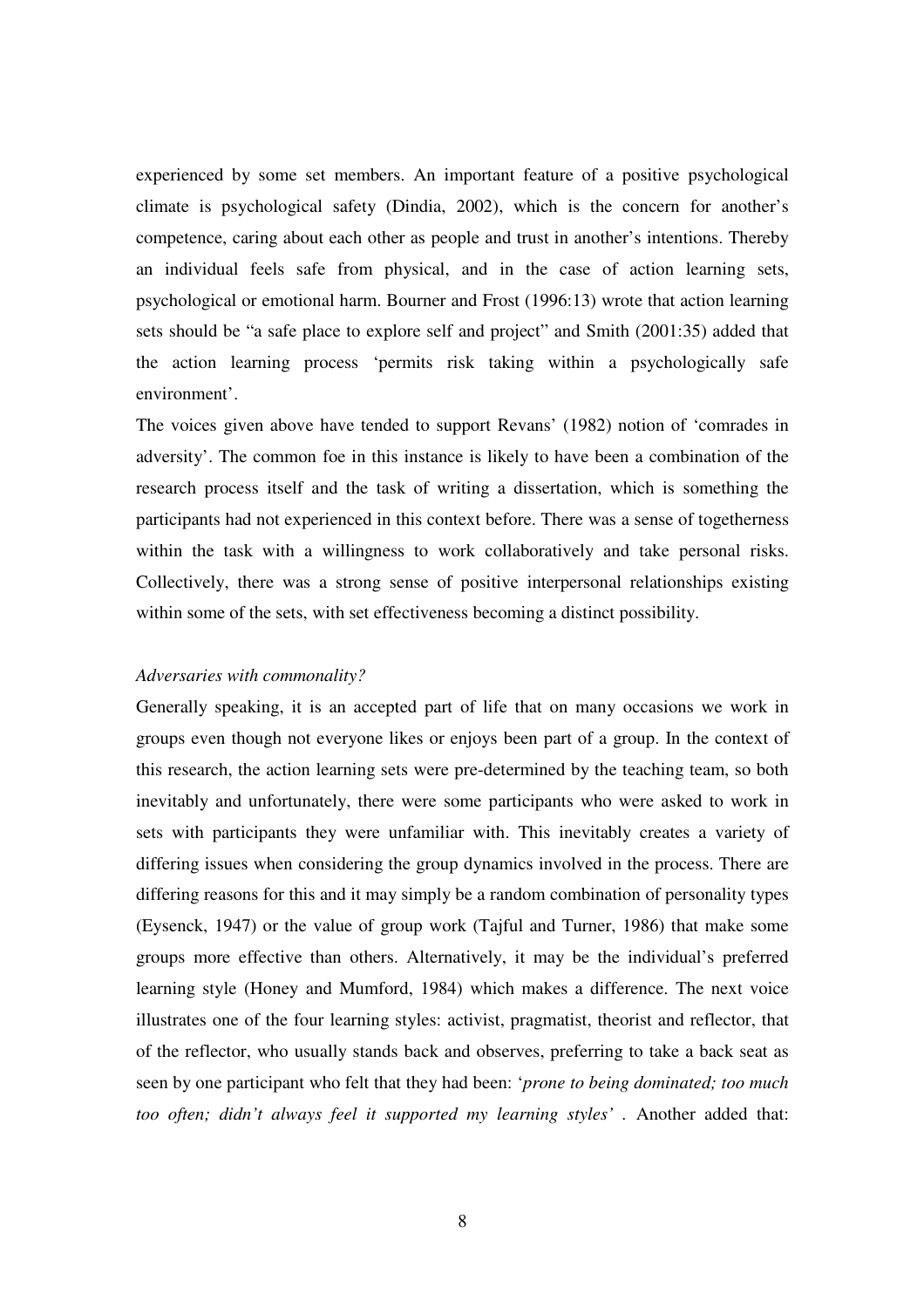experienced by some set members. An important feature of a positive psychological climate is psychological safety (Dindia, 2002), which is the concern for another's competence, caring about each other as people and trust in another's intentions. Thereby an individual feels safe from physical, and in the case of action learning sets, psychological or emotional harm. Bourner and Frost (1996:13) wrote that action learning sets should be "a safe place to explore self and project" and Smith (2001:35) added that the action learning process 'permits risk taking within a psychologically safe environment'.

The voices given above have tended to support Revans' (1982) notion of 'comrades in adversity'. The common foe in this instance is likely to have been a combination of the research process itself and the task of writing a dissertation, which is something the participants had not experienced in this context before. There was a sense of togetherness within the task with a willingness to work collaboratively and take personal risks. Collectively, there was a strong sense of positive interpersonal relationships existing within some of the sets, with set effectiveness becoming a distinct possibility.

*Adversaries with commonality?*

Generally speaking, it is an accepted part of life that on many occasions we work in groups even though not everyone likes or enjoys been part of a group. In the context of this research, the action learning sets were pre-determined by the teaching team, so both inevitably and unfortunately, there were some participants who were asked to work in sets with participants they were unfamiliar with. This inevitably creates a variety of differing issues when considering the group dynamics involved in the process. There are differing reasons for this and it may simply be a random combination of personality types (Eysenck, 1947) or the value of group work (Tajful and Turner, 1986) that make some groups more effective than others. Alternatively, it may be the individual's preferred learning style (Honey and Mumford, 1984) which makes a difference. The next voice illustrates one of the four learning styles: activist, pragmatist, theorist and reflector, that of the reflector, who usually stands back and observes, preferring to take a back seat as seen by one participant who felt that they had been: '*prone to being dominated; too much too often; didn't always feel it supported my learning styles'* . Another added that: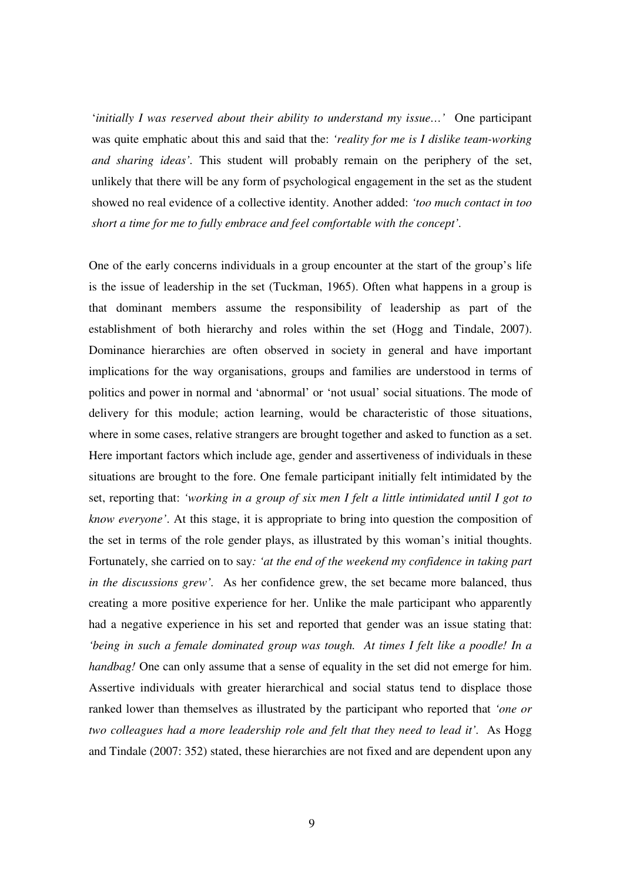'*initially I was reserved about their ability to understand my issue…'* One participant was quite emphatic about this and said that the: *'reality for me is I dislike team-working and sharing ideas'*. This student will probably remain on the periphery of the set, unlikely that there will be any form of psychological engagement in the set as the student showed no real evidence of a collective identity. Another added: *'too much contact in too short a time for me to fully embrace and feel comfortable with the concept'*.

One of the early concerns individuals in a group encounter at the start of the group's life is the issue of leadership in the set (Tuckman, 1965). Often what happens in a group is that dominant members assume the responsibility of leadership as part of the establishment of both hierarchy and roles within the set (Hogg and Tindale, 2007). Dominance hierarchies are often observed in society in general and have important implications for the way organisations, groups and families are understood in terms of politics and power in normal and 'abnormal' or 'not usual' social situations. The mode of delivery for this module; action learning, would be characteristic of those situations, where in some cases, relative strangers are brought together and asked to function as a set. Here important factors which include age, gender and assertiveness of individuals in these situations are brought to the fore. One female participant initially felt intimidated by the set, reporting that: *'working in a group of six men I felt a little intimidated until I got to know everyone'*. At this stage, it is appropriate to bring into question the composition of the set in terms of the role gender plays, as illustrated by this woman's initial thoughts. Fortunately, she carried on to say*: 'at the end of the weekend my confidence in taking part in the discussions grew'*. As her confidence grew, the set became more balanced, thus creating a more positive experience for her. Unlike the male participant who apparently had a negative experience in his set and reported that gender was an issue stating that: *'being in such a female dominated group was tough. At times I felt like a poodle! In a handbag!* One can only assume that a sense of equality in the set did not emerge for him. Assertive individuals with greater hierarchical and social status tend to displace those ranked lower than themselves as illustrated by the participant who reported that *'one or two colleagues had a more leadership role and felt that they need to lead it'*. As Hogg and Tindale (2007: 352) stated, these hierarchies are not fixed and are dependent upon any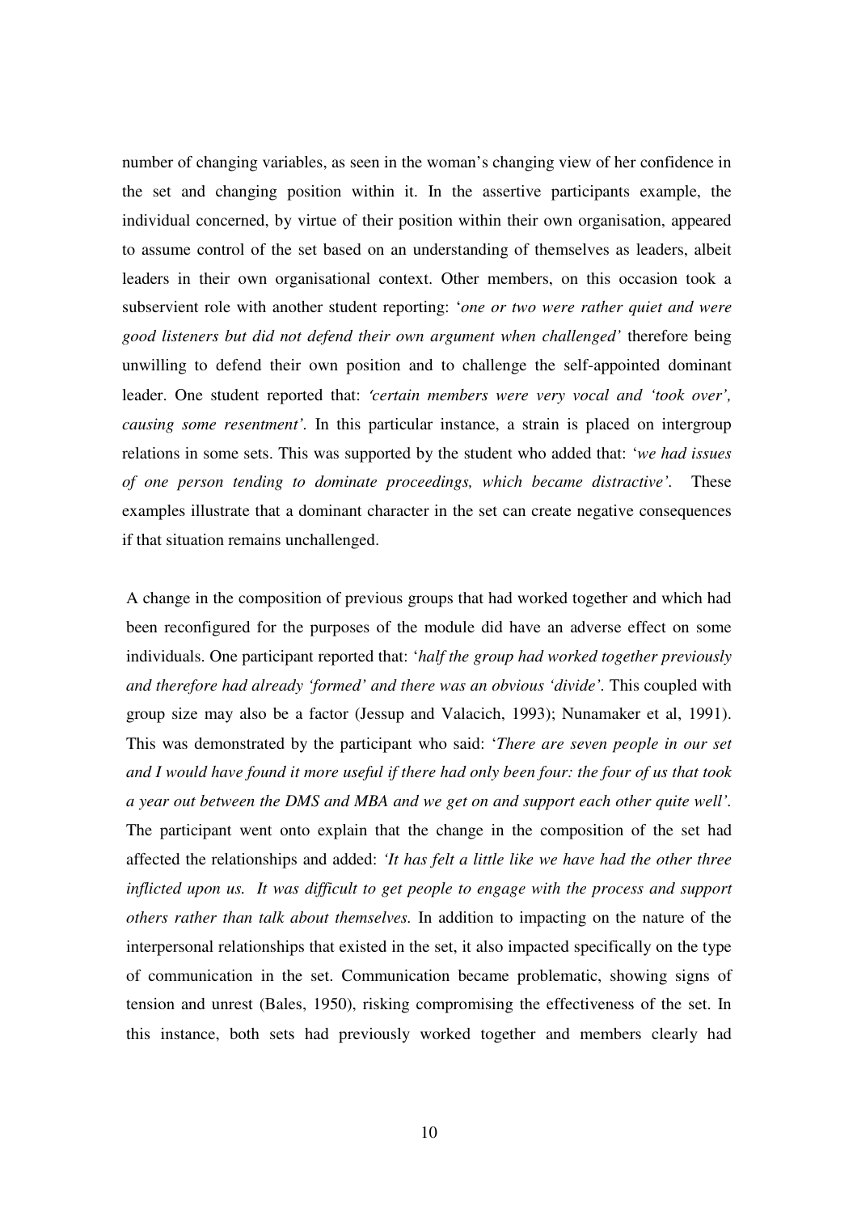number of changing variables, as seen in the woman's changing view of her confidence in the set and changing position within it. In the assertive participants example, the individual concerned, by virtue of their position within their own organisation, appeared to assume control of the set based on an understanding of themselves as leaders, albeit leaders in their own organisational context. Other members, on this occasion took a subservient role with another student reporting: '*one or two were rather quiet and were good listeners but did not defend their own argument when challenged'* therefore being unwilling to defend their own position and to challenge the self-appointed dominant leader. One student reported that: *'certain members were very vocal and 'took over', causing some resentment'.* In this particular instance, a strain is placed on intergroup relations in some sets. This was supported by the student who added that: '*we had issues of one person tending to dominate proceedings, which became distractive'.* These examples illustrate that a dominant character in the set can create negative consequences if that situation remains unchallenged.

A change in the composition of previous groups that had worked together and which had been reconfigured for the purposes of the module did have an adverse effect on some individuals. One participant reported that: '*half the group had worked together previously and therefore had already 'formed' and there was an obvious 'divide'*. This coupled with group size may also be a factor (Jessup and Valacich, 1993); Nunamaker et al, 1991). This was demonstrated by the participant who said: '*There are seven people in our set and I would have found it more useful if there had only been four: the four of us that took a year out between the DMS and MBA and we get on and support each other quite well'.* The participant went onto explain that the change in the composition of the set had affected the relationships and added: *'It has felt a little like we have had the other three inflicted upon us. It was difficult to get people to engage with the process and support others rather than talk about themselves.* In addition to impacting on the nature of the interpersonal relationships that existed in the set, it also impacted specifically on the type of communication in the set. Communication became problematic, showing signs of tension and unrest (Bales, 1950), risking compromising the effectiveness of the set. In this instance, both sets had previously worked together and members clearly had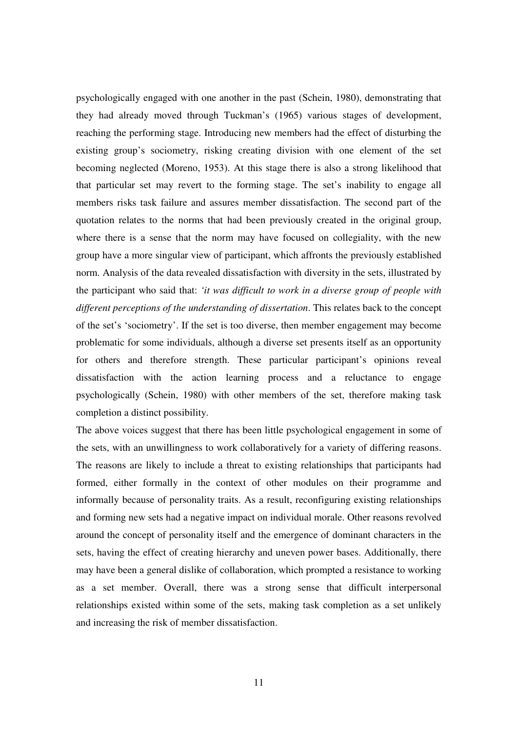psychologically engaged with one another in the past (Schein, 1980), demonstrating that they had already moved through Tuckman's (1965) various stages of development, reaching the performing stage. Introducing new members had the effect of disturbing the existing group's sociometry, risking creating division with one element of the set becoming neglected (Moreno, 1953). At this stage there is also a strong likelihood that that particular set may revert to the forming stage. The set's inability to engage all members risks task failure and assures member dissatisfaction. The second part of the quotation relates to the norms that had been previously created in the original group, where there is a sense that the norm may have focused on collegiality, with the new group have a more singular view of participant, which affronts the previously established norm. Analysis of the data revealed dissatisfaction with diversity in the sets, illustrated by the participant who said that: *'it was difficult to work in a diverse group of people with different perceptions of the understanding of dissertation*. This relates back to the concept of the set's 'sociometry'. If the set is too diverse, then member engagement may become problematic for some individuals, although a diverse set presents itself as an opportunity for others and therefore strength. These particular participant's opinions reveal dissatisfaction with the action learning process and a reluctance to engage psychologically (Schein, 1980) with other members of the set, therefore making task completion a distinct possibility.

The above voices suggest that there has been little psychological engagement in some of the sets, with an unwillingness to work collaboratively for a variety of differing reasons. The reasons are likely to include a threat to existing relationships that participants had formed, either formally in the context of other modules on their programme and informally because of personality traits. As a result, reconfiguring existing relationships and forming new sets had a negative impact on individual morale. Other reasons revolved around the concept of personality itself and the emergence of dominant characters in the sets, having the effect of creating hierarchy and uneven power bases. Additionally, there may have been a general dislike of collaboration, which prompted a resistance to working as a set member. Overall, there was a strong sense that difficult interpersonal relationships existed within some of the sets, making task completion as a set unlikely and increasing the risk of member dissatisfaction.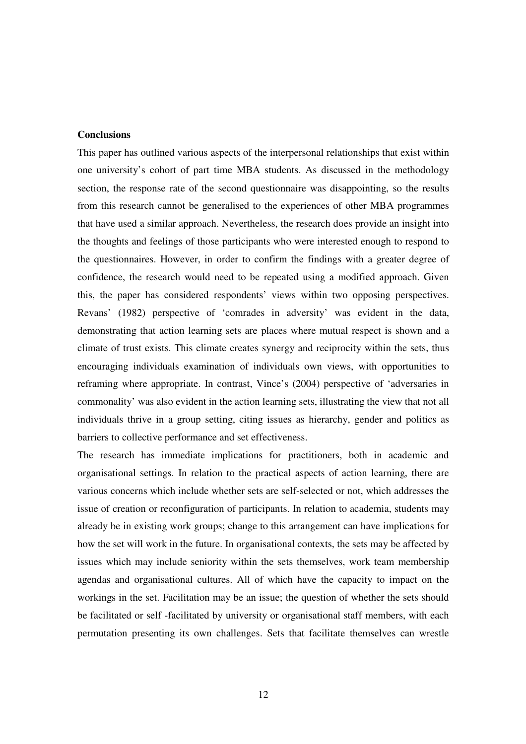**Conclusions**

This paper has outlined various aspects of the interpersonal relationships that exist within one university's cohort of part time MBA students. As discussed in the methodology section, the response rate of the second questionnaire was disappointing, so the results from this research cannot be generalised to the experiences of other MBA programmes that have used a similar approach. Nevertheless, the research does provide an insight into the thoughts and feelings of those participants who were interested enough to respond to the questionnaires. However, in order to confirm the findings with a greater degree of confidence, the research would need to be repeated using a modified approach. Given this, the paper has considered respondents' views within two opposing perspectives. Revans' (1982) perspective of 'comrades in adversity' was evident in the data, demonstrating that action learning sets are places where mutual respect is shown and a climate of trust exists. This climate creates synergy and reciprocity within the sets, thus encouraging individuals examination of individuals own views, with opportunities to reframing where appropriate. In contrast, Vince's (2004) perspective of 'adversaries in commonality' was also evident in the action learning sets, illustrating the view that not all individuals thrive in a group setting, citing issues as hierarchy, gender and politics as barriers to collective performance and set effectiveness.

The research has immediate implications for practitioners, both in academic and organisational settings. In relation to the practical aspects of action learning, there are various concerns which include whether sets are self-selected or not, which addresses the issue of creation or reconfiguration of participants. In relation to academia, students may already be in existing work groups; change to this arrangement can have implications for how the set will work in the future. In organisational contexts, the sets may be affected by issues which may include seniority within the sets themselves, work team membership agendas and organisational cultures. All of which have the capacity to impact on the workings in the set. Facilitation may be an issue; the question of whether the sets should be facilitated or self -facilitated by university or organisational staff members, with each permutation presenting its own challenges. Sets that facilitate themselves can wrestle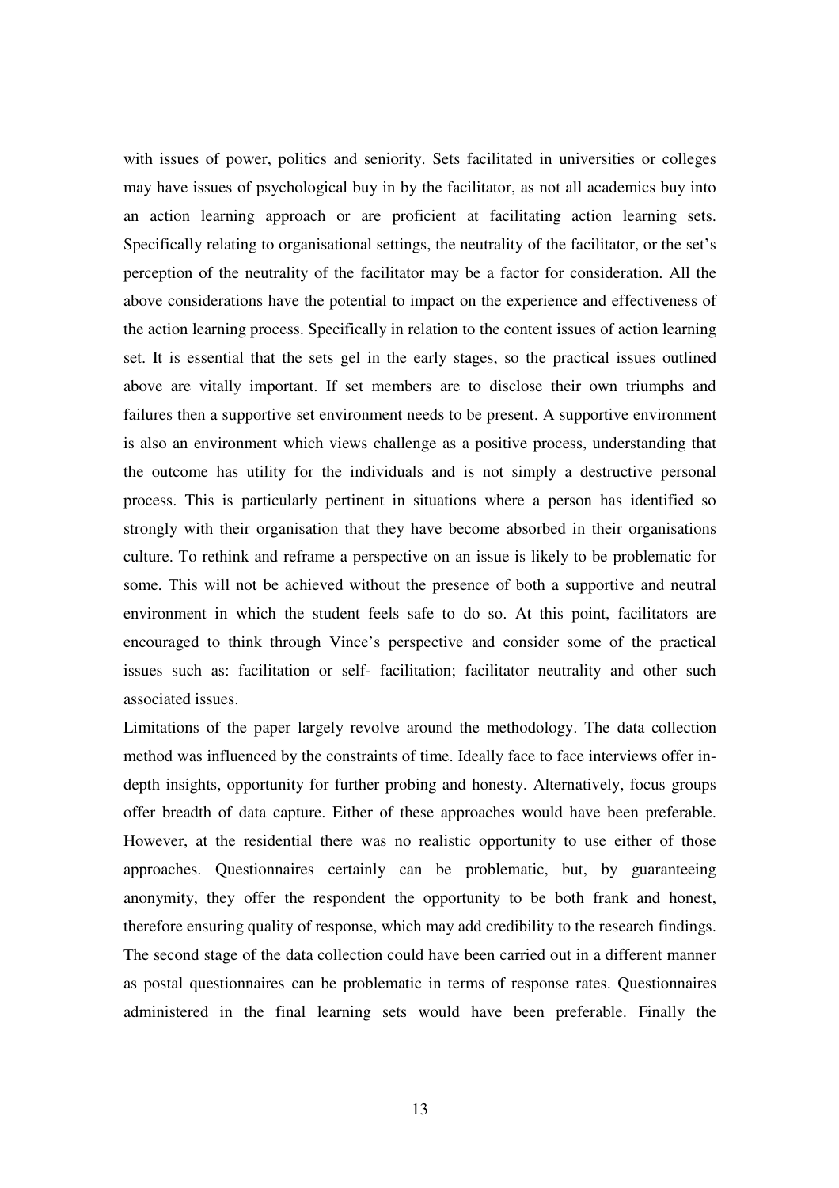with issues of power, politics and seniority. Sets facilitated in universities or colleges may have issues of psychological buy in by the facilitator, as not all academics buy into an action learning approach or are proficient at facilitating action learning sets. Specifically relating to organisational settings, the neutrality of the facilitator, or the set's perception of the neutrality of the facilitator may be a factor for consideration. All the above considerations have the potential to impact on the experience and effectiveness of the action learning process. Specifically in relation to the content issues of action learning set. It is essential that the sets gel in the early stages, so the practical issues outlined above are vitally important. If set members are to disclose their own triumphs and failures then a supportive set environment needs to be present. A supportive environment is also an environment which views challenge as a positive process, understanding that the outcome has utility for the individuals and is not simply a destructive personal process. This is particularly pertinent in situations where a person has identified so strongly with their organisation that they have become absorbed in their organisations culture. To rethink and reframe a perspective on an issue is likely to be problematic for some. This will not be achieved without the presence of both a supportive and neutral environment in which the student feels safe to do so. At this point, facilitators are encouraged to think through Vince's perspective and consider some of the practical issues such as: facilitation or self- facilitation; facilitator neutrality and other such associated issues.

Limitations of the paper largely revolve around the methodology. The data collection method was influenced by the constraints of time. Ideally face to face interviews offer in-depth insights, opportunity for further probing and honesty. Alternatively, focus groups offer breadth of data capture. Either of these approaches would have been preferable. However, at the residential there was no realistic opportunity to use either of those approaches. Questionnaires certainly can be problematic, but, by guaranteeing anonymity, they offer the respondent the opportunity to be both frank and honest, therefore ensuring quality of response, which may add credibility to the research findings. The second stage of the data collection could have been carried out in a different manner as postal questionnaires can be problematic in terms of response rates. Questionnaires administered in the final learning sets would have been preferable. Finally the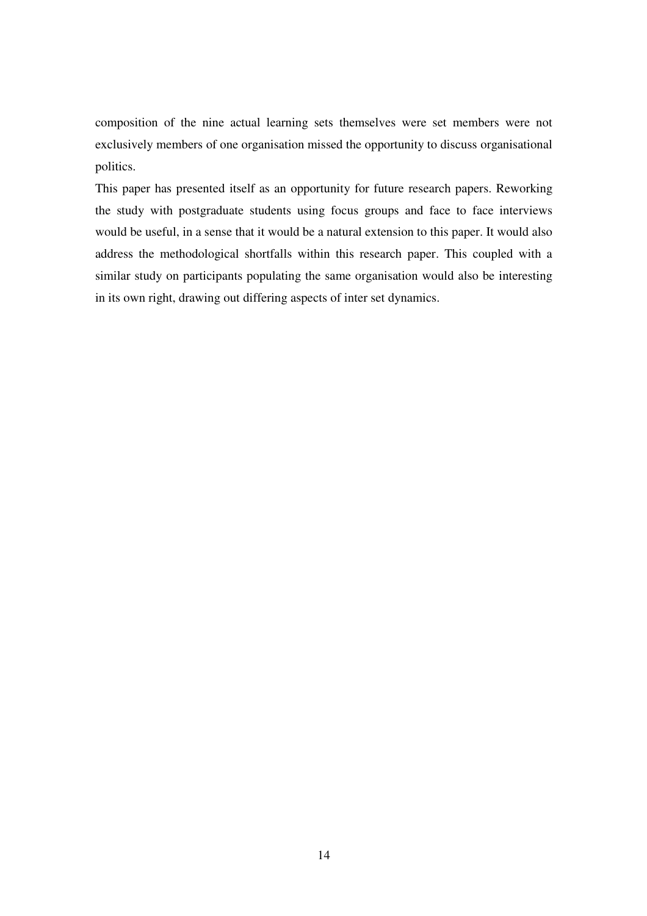composition of the nine actual learning sets themselves were set members were not exclusively members of one organisation missed the opportunity to discuss organisational politics.

This paper has presented itself as an opportunity for future research papers. Reworking the study with postgraduate students using focus groups and face to face interviews would be useful, in a sense that it would be a natural extension to this paper. It would also address the methodological shortfalls within this research paper. This coupled with a similar study on participants populating the same organisation would also be interesting in its own right, drawing out differing aspects of inter set dynamics.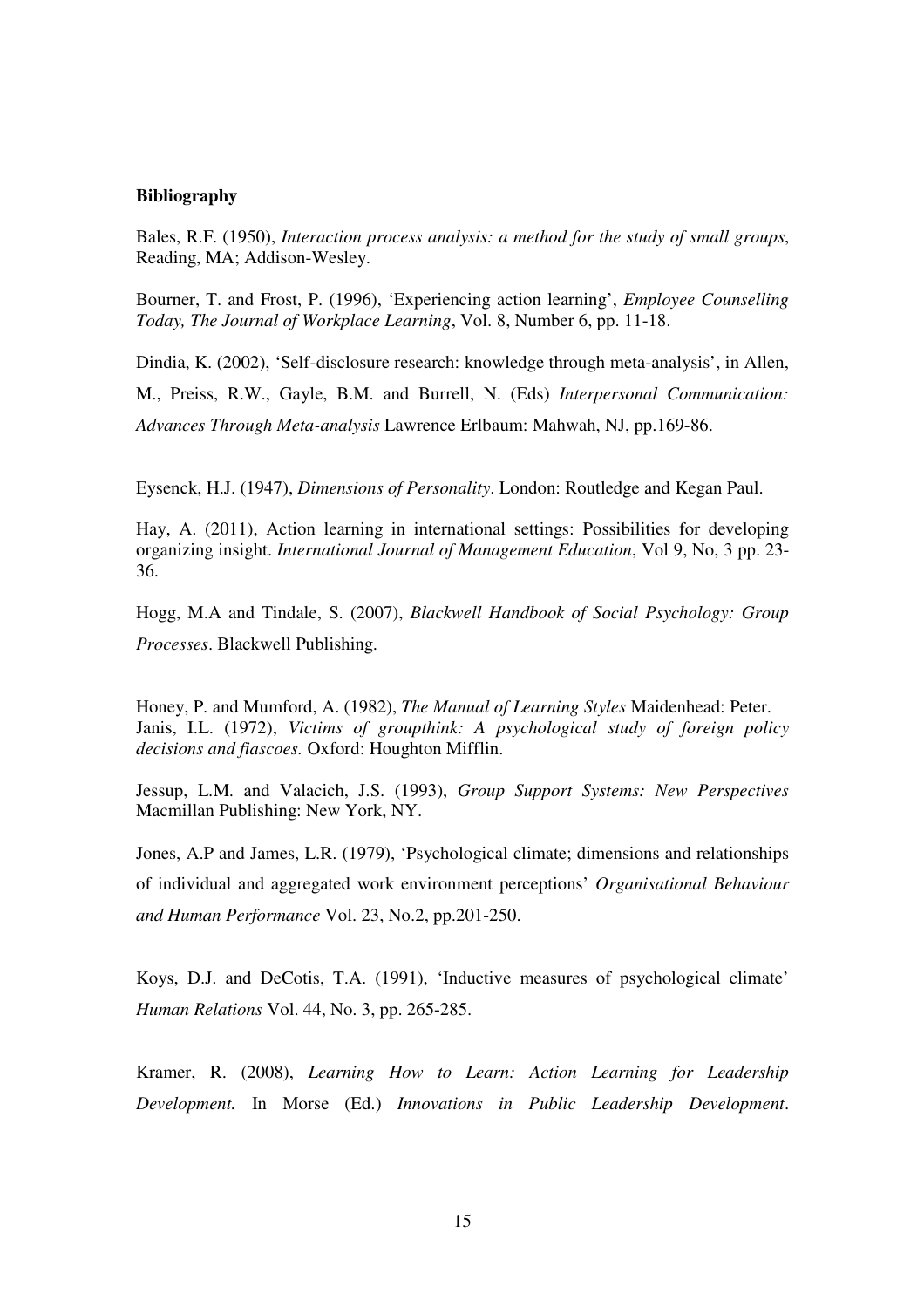**Bibliography**

Bales, R.F. (1950), *Interaction process analysis: a method for the study of small groups*, Reading, MA; Addison-Wesley.

Bourner, T. and Frost, P. (1996), 'Experiencing action learning', *Employee Counselling Today, The Journal of Workplace Learning*, Vol. 8, Number 6, pp. 11-18.

Dindia, K. (2002), 'Self-disclosure research: knowledge through meta-analysis', in Allen, M., Preiss, R.W., Gayle, B.M. and Burrell, N. (Eds) *Interpersonal Communication: Advances Through Meta-analysis* Lawrence Erlbaum: Mahwah, NJ, pp.169-86.

Eysenck, H.J. (1947), *Dimensions of Personality*. London: Routledge and Kegan Paul.

Hay, A. (2011), Action learning in international settings: Possibilities for developing organizing insight. *International Journal of Management Education*, Vol 9, No, 3 pp. 23-36.

Hogg, M.A and Tindale, S. (2007), *Blackwell Handbook of Social Psychology: Group Processes*. Blackwell Publishing.

Honey, P. and Mumford, A. (1982), *The Manual of Learning Styles* Maidenhead: Peter.
Janis, I.L. (1972), *Victims of groupthink: A psychological study of foreign policy decisions and fiascoes.* Oxford: Houghton Mifflin.

Jessup, L.M. and Valacich, J.S. (1993), *Group Support Systems: New Perspectives* Macmillan Publishing: New York, NY.

Jones, A.P and James, L.R. (1979), 'Psychological climate; dimensions and relationships of individual and aggregated work environment perceptions' *Organisational Behaviour and Human Performance* Vol. 23, No.2, pp.201-250.

Koys, D.J. and DeCotis, T.A. (1991), 'Inductive measures of psychological climate' *Human Relations* Vol. 44, No. 3, pp. 265-285.

Kramer, R. (2008), *Learning How to Learn: Action Learning for Leadership Development.* In Morse (Ed.) *Innovations in Public Leadership Development*.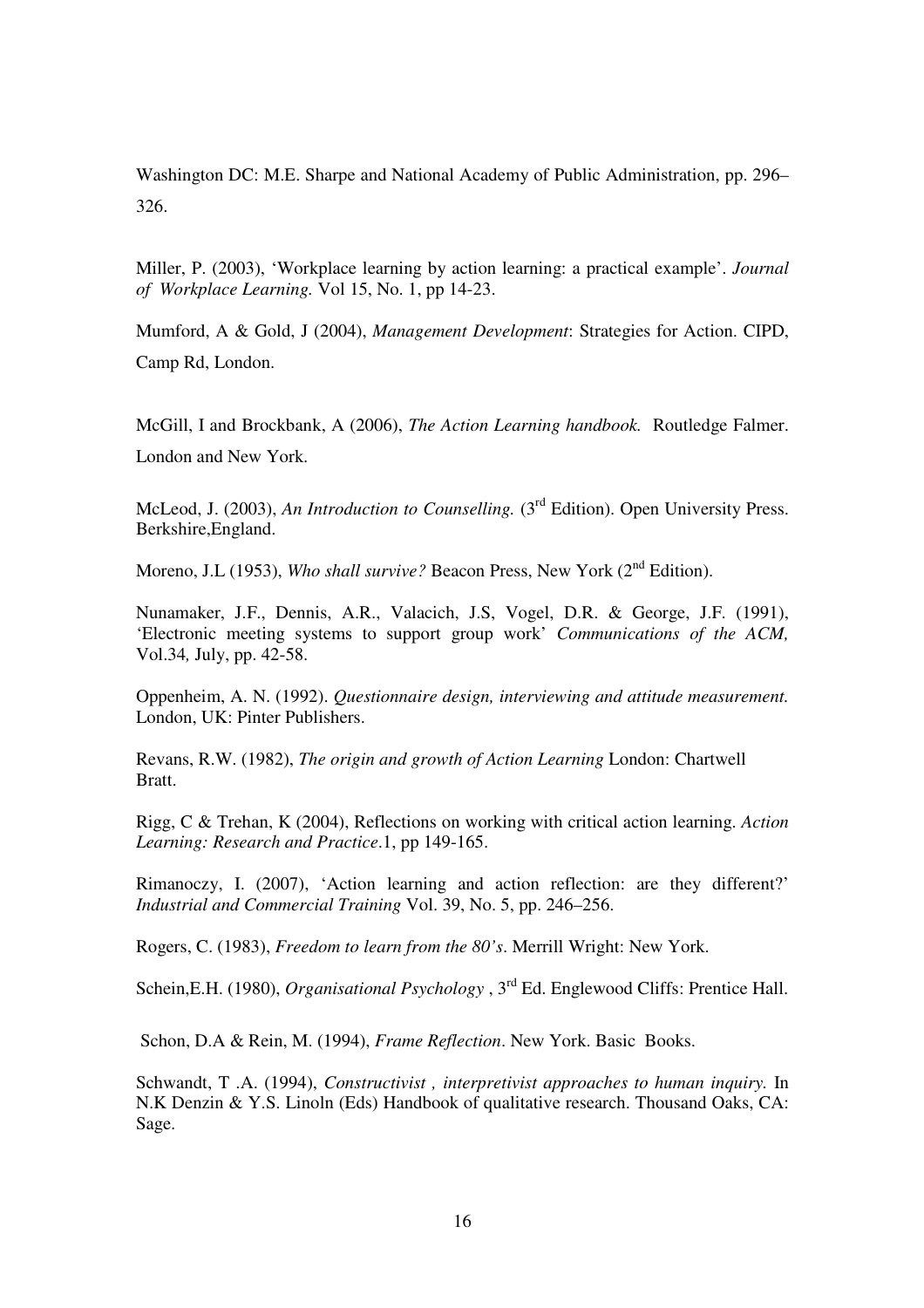Washington DC: M.E. Sharpe and National Academy of Public Administration, pp. 296–326.

Miller, P. (2003), 'Workplace learning by action learning: a practical example'. *Journal of Workplace Learning.* Vol 15, No. 1, pp 14-23.

Mumford, A & Gold, J (2004), *Management Development*: Strategies for Action. CIPD, Camp Rd, London.

McGill, I and Brockbank, A (2006), *The Action Learning handbook.* Routledge Falmer. London and New York.

McLeod, J. (2003), *An Introduction to Counselling.* (3rd Edition). Open University Press. Berkshire,England.

Moreno, J.L (1953), *Who shall survive?* Beacon Press, New York (2nd Edition).

Nunamaker, J.F., Dennis, A.R., Valacich, J.S, Vogel, D.R. & George, J.F. (1991), 'Electronic meeting systems to support group work' *Communications of the ACM,* Vol.34*,* July, pp. 42-58.

Oppenheim, A. N. (1992). *Questionnaire design, interviewing and attitude measurement.* London, UK: Pinter Publishers.

Revans, R.W. (1982), *The origin and growth of Action Learning* London: Chartwell Bratt.

Rigg, C & Trehan, K (2004), Reflections on working with critical action learning. *Action Learning: Research and Practice*.1, pp 149-165.

Rimanoczy, I. (2007), 'Action learning and action reflection: are they different?' *Industrial and Commercial Training* Vol. 39, No. 5, pp. 246–256.

Rogers, C. (1983), *Freedom to learn from the 80's*. Merrill Wright: New York.

Schein,E.H. (1980), *Organisational Psychology* , 3rd Ed. Englewood Cliffs: Prentice Hall.

Schon, D.A & Rein, M. (1994), *Frame Reflection*. New York. Basic Books.

Schwandt, T .A. (1994), *Constructivist , interpretivist approaches to human inquiry.* In N.K Denzin & Y.S. Linoln (Eds) Handbook of qualitative research. Thousand Oaks, CA: Sage.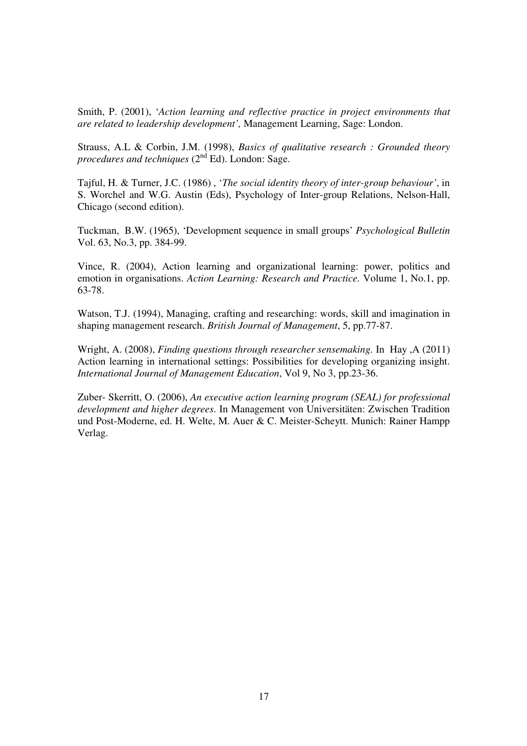Smith, P. (2001), '*Action learning and reflective practice in project environments that are related to leadership development',* Management Learning, Sage: London.

Strauss, A.L & Corbin, J.M. (1998), *Basics of qualitative research : Grounded theory procedures and techniques* (2nd Ed). London: Sage.

Tajful, H. & Turner, J.C. (1986) , '*The social identity theory of inter-group behaviour'*, in S. Worchel and W.G. Austin (Eds), Psychology of Inter-group Relations, Nelson-Hall, Chicago (second edition).

Tuckman, B.W. (1965), 'Development sequence in small groups' *Psychological Bulletin* Vol. 63, No.3, pp. 384-99.

Vince, R. (2004), Action learning and organizational learning: power, politics and emotion in organisations. *Action Learning: Research and Practice.* Volume 1, No.1, pp. 63-78.

Watson, T.J. (1994), Managing, crafting and researching: words, skill and imagination in shaping management research. *British Journal of Management*, 5, pp.77-87.

Wright, A. (2008), *Finding questions through researcher sensemaking*. In Hay ,A (2011) Action learning in international settings: Possibilities for developing organizing insight. *International Journal of Management Education*, Vol 9, No 3, pp.23-36.

Zuber- Skerritt, O. (2006), *An executive action learning program (SEAL) for professional development and higher degrees*. In Management von Universitäten: Zwischen Tradition und Post-Moderne, ed. H. Welte, M. Auer & C. Meister-Scheytt. Munich: Rainer Hampp Verlag.